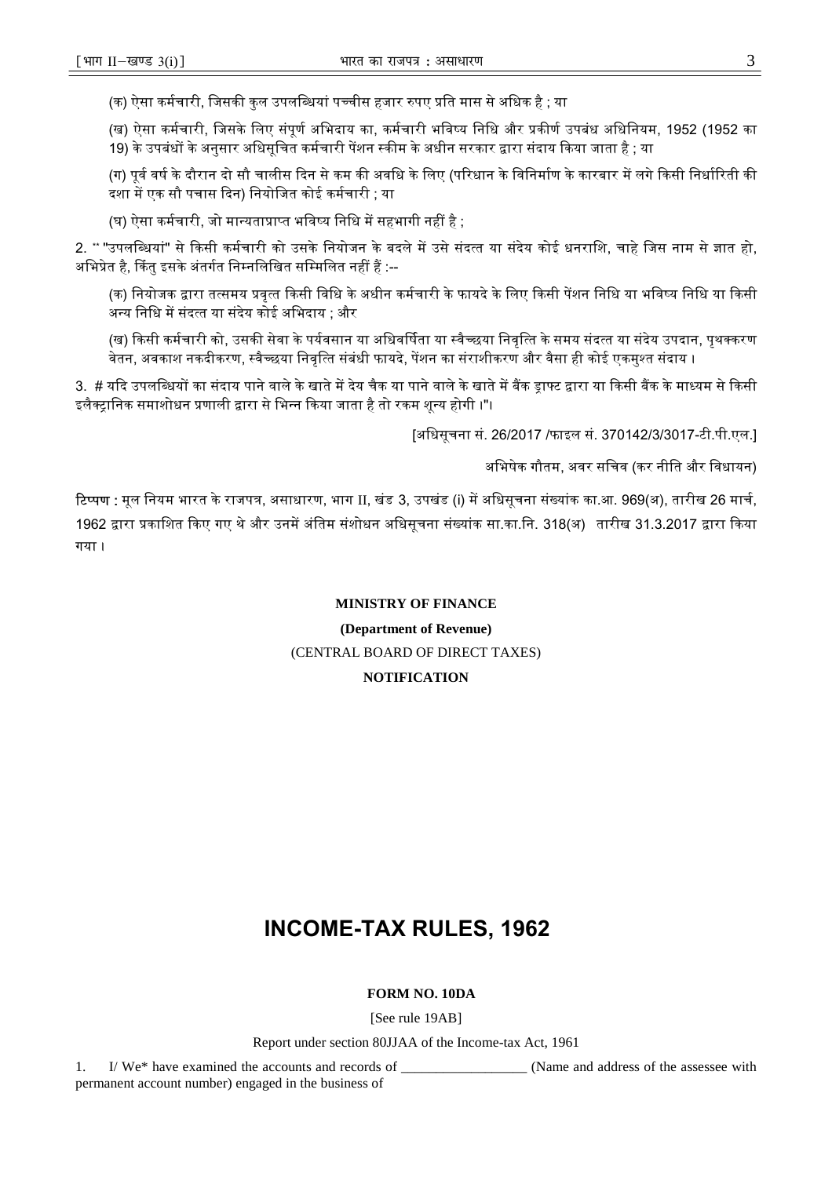(क) ऐसा कर्मचारी, जिसकी कुल उपलब्धियां पच्चीस हजार रुपए प्रति मास से अधिक है ; या

(ख) ऐसा कर्मचारी, जिसके लिए संपूर्ण अभिदाय का, कर्मचारी भविष्य निधि और प्रकीर्ण उपबंध अधिनियम, 1952 (1952 का 19) के उपबंधों के अनुसार अधिसूचित कर्मचारी पेंशन स्कीम के अधीन सरकार द्वारा संदाय किया जाता है ; या

(ग) पूर्व वर्ष के दौरान दो सौ चालीस दिन से कम की अवधि के लिए (परिधान के विनिर्माण के कारबार में लगे किसी निर्धारिती की दशा में एक सौ पचास दिन) नियोजित कोई कर्मचारी ; या

(घ) ऐसा कर्मचारी, जो मान्यताप्राप्त भविष्य निधि में सहभागी नहीं है ;

2. ** "उपलब्धियां" से किसी कर्मचारी को उसके नियोजन के बदले में उसे संदत्त या संदेय कोई धनराशि, चाहे जिस नाम से ज्ञात हो, अभिप्रेत है, किंतु इसके अंतर्गत निम्नलिखित सम्मिलित नहीं हैं :--

(क) नियोजक द्वारा तत्समय प्रवृत्त किसी विधि के अधीन कर्मचारी के फायदे के लिए किसी पेंशन निधि या भविष्य निधि या किसी अन्य निधि में संदत्त या संदेय कोई अभिदाय ; और

(ख) किसी कर्मचारी को, उसकी सेवा के पर्यवसान या अधिवर्षिता या स्वैच्छया निवृत्ति के समय संदत्त या संदेय उपदान, पृथक्करण वेतन, अवकाश नकदीकरण, स्वैच्छया निवृत्ति संबंधी फायदे, पेंशन का संराशीकरण और वैसा ही कोई एकमुश्त संदाय ।

3. # यदि उपलब्धियों का संदाय पाने वाले के खाते में देय चैक या पाने वाले के खाते में बैंक ड्राफ्ट द्वारा या किसी बैंक के माध्यम से किसी इलैक्ट्रानिक समाशोधन प्रणाली द्वारा से भिन्न किया जाता है तो रकम शून्य होगी ।"।

[अधिसूचना सं. 26/2017 /फाइल सं. 370142/3/3017-टी.पी.एल.]

अभिषेक गौतम, अवर सचिव (कर नीति और विधायन)

**टिप्पण :** मूल नियम भारत के राजपत्र, असाधारण, भाग II, खंड 3, उपखंड (i) में अधिसूचना संख्यांक का.आ. 969(अ), तारीख 26 मार्च, 1962 द्वारा प्रकाशित किए गए थे और उनमें अंतिम संशोधन अधिसूचना संख्यांक सा.का.नि. 318(अ) तारीख 31.3.2017 द्वारा किया गया ।

**MINISTRY OF FINANCE**

**(Department of Revenue)**

(CENTRAL BOARD OF DIRECT TAXES)

**NOTIFICATION**

# INCOME-TAX RULES, 1962

**FORM NO. 10DA**

[See rule 19AB]

Report under section 80JJAA of the Income-tax Act, 1961

1. I/ We* have examined the accounts and records of __________________ (Name and address of the assessee with permanent account number) engaged in the business of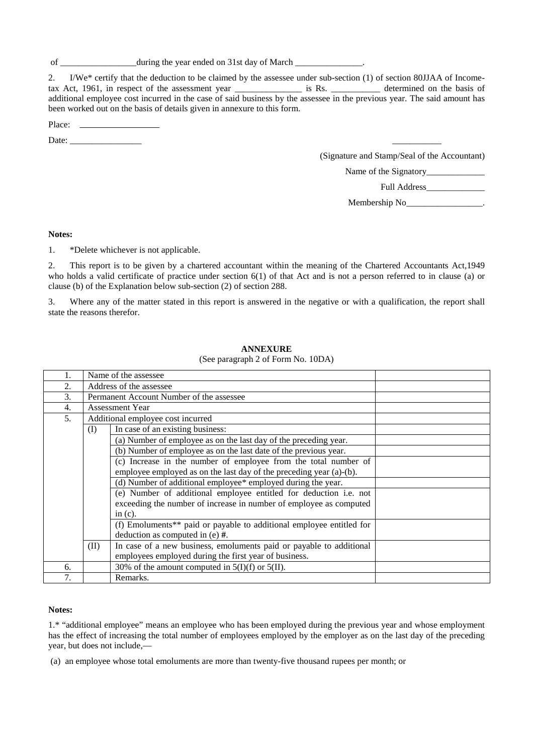of _________________during the year ended on 31st day of March _______________.

2. I/We* certify that the deduction to be claimed by the assessee under sub-section (1) of section 80JJAA of Income-tax Act, 1961, in respect of the assessment year _______________ is Rs. ___________ determined on the basis of additional employee cost incurred in the case of said business by the assessee in the previous year. The said amount has been worked out on the basis of details given in annexure to this form.

Place: _________________

Date: ________________

___________

(Signature and Stamp/Seal of the Accountant)

Name of the Signatory_____________

Full Address_____________

Membership No_________________.

**Notes:**

1. *Delete whichever is not applicable.

2. This report is to be given by a chartered accountant within the meaning of the Chartered Accountants Act,1949 who holds a valid certificate of practice under section 6(1) of that Act and is not a person referred to in clause (a) or clause (b) of the Explanation below sub-section (2) of section 288.

3. Where any of the matter stated in this report is answered in the negative or with a qualification, the report shall state the reasons therefor.

**ANNEXURE**

(See paragraph 2 of Form No. 10DA)

| | | | |
|---|---|---|---|
| 1. | Name of the assessee | | |
| 2. | Address of the assessee | | |
| 3. | Permanent Account Number of the assessee | | |
| 4. | Assessment Year | | |
| 5. | Additional employee cost incurred | | |
| | (I) | In case of an existing business: | |
| | | (a) Number of employee as on the last day of the preceding year. | |
| | | (b) Number of employee as on the last date of the previous year. | |
| | | (c) Increase in the number of employee from the total number of employee employed as on the last day of the preceding year (a)-(b). | |
| | | (d) Number of additional employee* employed during the year. | |
| | | (e) Number of additional employee entitled for deduction i.e. not exceeding the number of increase in number of employee as computed in (c). | |
| | | (f) Emoluments** paid or payable to additional employee entitled for deduction as computed in (e) #. | |
| | (II) | In case of a new business, emoluments paid or payable to additional employees employed during the first year of business. | |
| 6. | | 30% of the amount computed in 5(I)(f) or 5(II). | |
| 7. | | Remarks. | |

**Notes:**

1.* "additional employee" means an employee who has been employed during the previous year and whose employment has the effect of increasing the total number of employees employed by the employer as on the last day of the preceding year, but does not include,—

(a) an employee whose total emoluments are more than twenty-five thousand rupees per month; or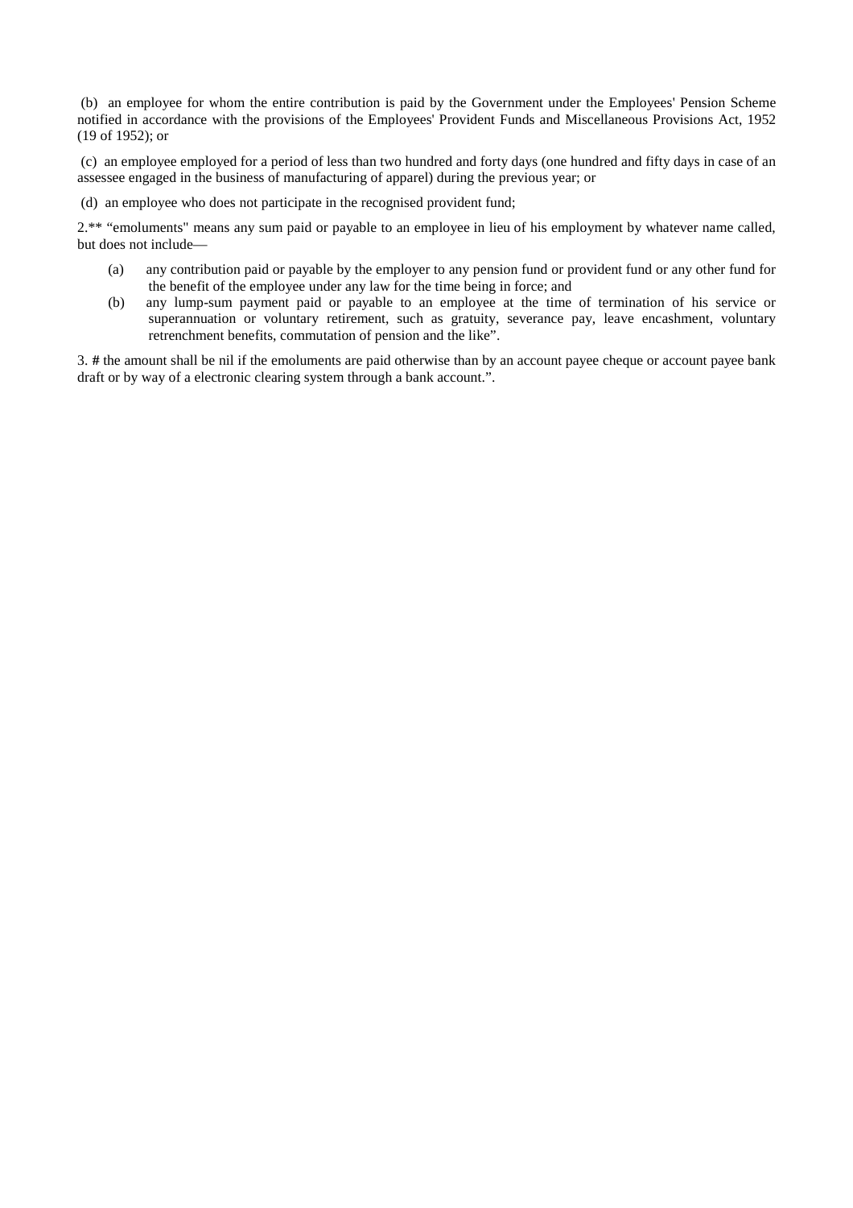(b) an employee for whom the entire contribution is paid by the Government under the Employees' Pension Scheme notified in accordance with the provisions of the Employees' Provident Funds and Miscellaneous Provisions Act, 1952 (19 of 1952); or

(c) an employee employed for a period of less than two hundred and forty days (one hundred and fifty days in case of an assessee engaged in the business of manufacturing of apparel) during the previous year; or

(d) an employee who does not participate in the recognised provident fund;

2.** "emoluments" means any sum paid or payable to an employee in lieu of his employment by whatever name called, but does not include—

(a) any contribution paid or payable by the employer to any pension fund or provident fund or any other fund for the benefit of the employee under any law for the time being in force; and

(b) any lump-sum payment paid or payable to an employee at the time of termination of his service or superannuation or voluntary retirement, such as gratuity, severance pay, leave encashment, voluntary retrenchment benefits, commutation of pension and the like".

3. # the amount shall be nil if the emoluments are paid otherwise than by an account payee cheque or account payee bank draft or by way of a electronic clearing system through a bank account.".